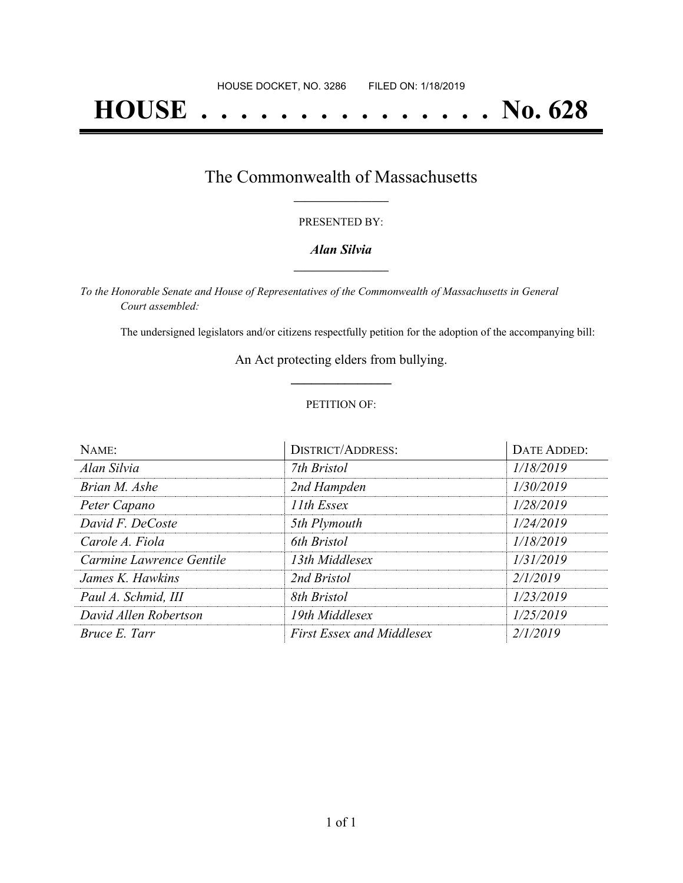HOUSE DOCKET, NO. 3286 FILED ON: 1/18/2019

# HOUSE . . . . . . . . . . . . . . . No. 628

## The Commonwealth of Massachusetts

PRESENTED BY:

***Alan Silvia***

*To the Honorable Senate and House of Representatives of the Commonwealth of Massachusetts in General Court assembled:*

The undersigned legislators and/or citizens respectfully petition for the adoption of the accompanying bill:

An Act protecting elders from bullying.

PETITION OF:

| NAME: | DISTRICT/ADDRESS: | DATE ADDED: |
|---|---|---|
| *Alan Silvia* | *7th Bristol* | *1/18/2019* |
| *Brian M. Ashe* | *2nd Hampden* | *1/30/2019* |
| *Peter Capano* | *11th Essex* | *1/28/2019* |
| *David F. DeCoste* | *5th Plymouth* | *1/24/2019* |
| *Carole A. Fiola* | *6th Bristol* | *1/18/2019* |
| *Carmine Lawrence Gentile* | *13th Middlesex* | *1/31/2019* |
| *James K. Hawkins* | *2nd Bristol* | *2/1/2019* |
| *Paul A. Schmid, III* | *8th Bristol* | *1/23/2019* |
| *David Allen Robertson* | *19th Middlesex* | *1/25/2019* |
| *Bruce E. Tarr* | *First Essex and Middlesex* | *2/1/2019* |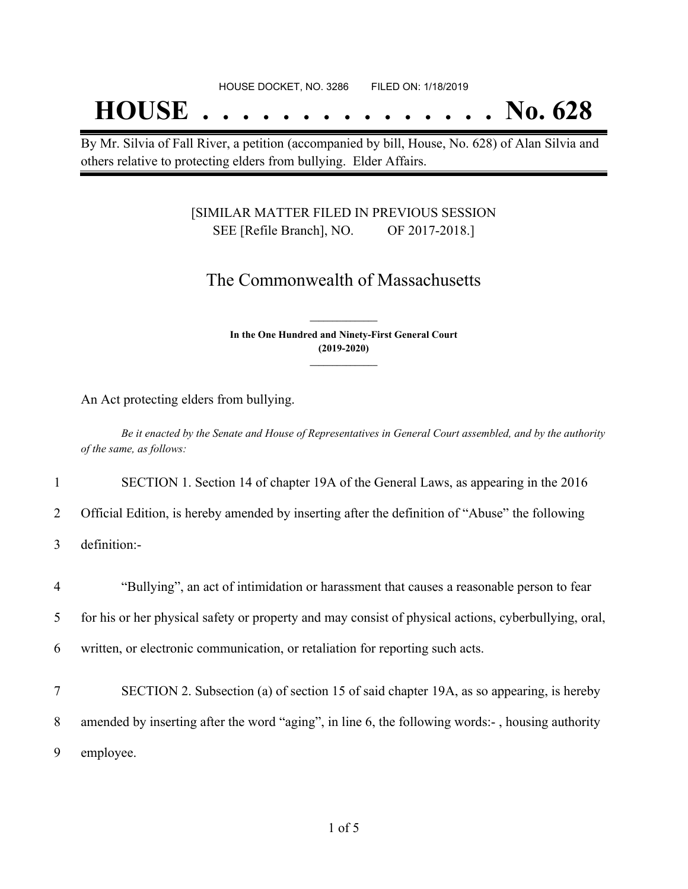HOUSE DOCKET, NO. 3286        FILED ON: 1/18/2019

# HOUSE . . . . . . . . . . . . . . . No. 628

By Mr. Silvia of Fall River, a petition (accompanied by bill, House, No. 628) of Alan Silvia and others relative to protecting elders from bullying. Elder Affairs.

[SIMILAR MATTER FILED IN PREVIOUS SESSION
SEE [Refile Branch], NO.        OF 2017-2018.]

## The Commonwealth of Massachusetts

**In the One Hundred and Ninety-First General Court**
**(2019-2020)**

An Act protecting elders from bullying.

*Be it enacted by the Senate and House of Representatives in General Court assembled, and by the authority of the same, as follows:*

1 SECTION 1. Section 14 of chapter 19A of the General Laws, as appearing in the 2016
2 Official Edition, is hereby amended by inserting after the definition of "Abuse" the following
3 definition:-

4 "Bullying", an act of intimidation or harassment that causes a reasonable person to fear
5 for his or her physical safety or property and may consist of physical actions, cyberbullying, oral,
6 written, or electronic communication, or retaliation for reporting such acts.

7 SECTION 2. Subsection (a) of section 15 of said chapter 19A, as so appearing, is hereby
8 amended by inserting after the word "aging", in line 6, the following words:- , housing authority
9 employee.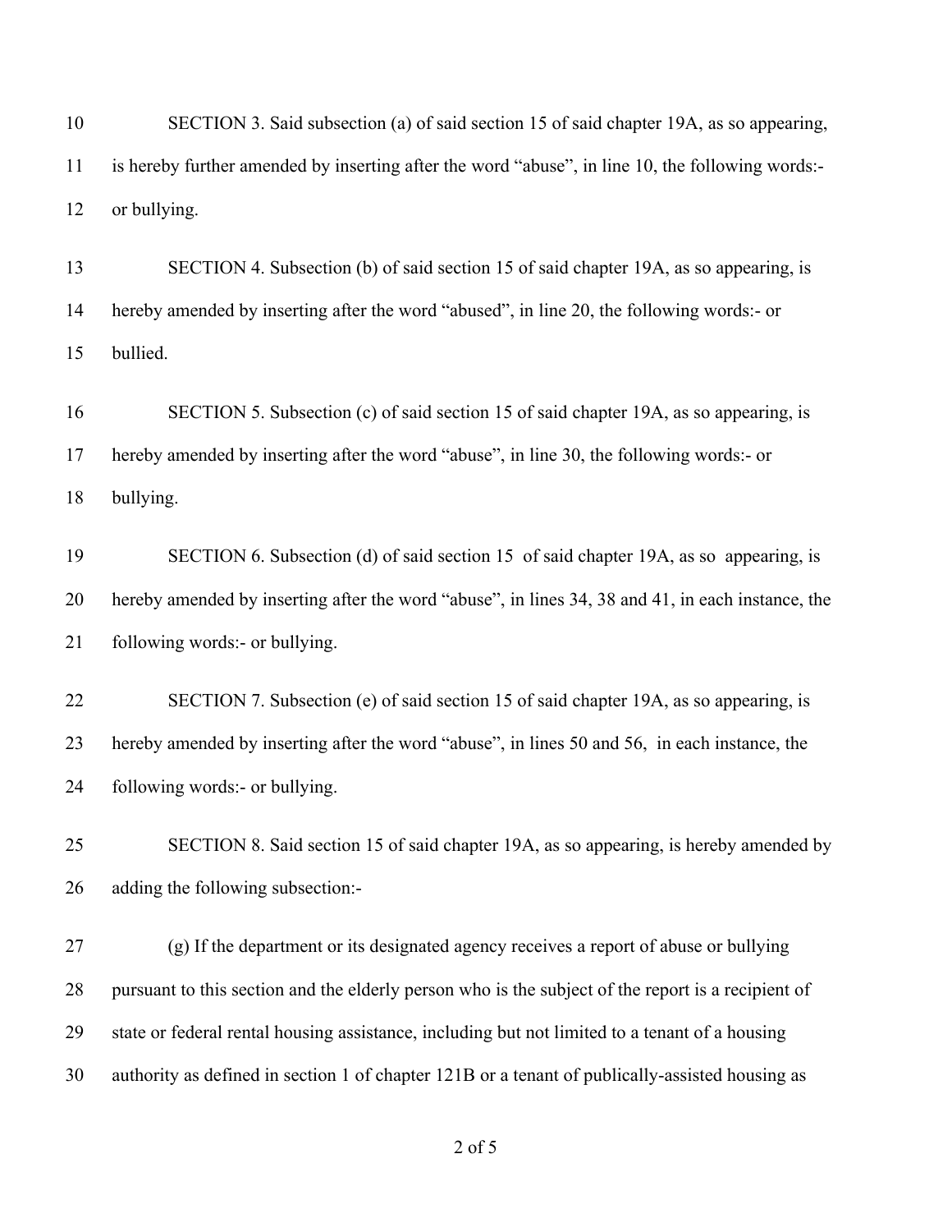SECTION 3. Said subsection (a) of said section 15 of said chapter 19A, as so appearing, is hereby further amended by inserting after the word "abuse", in line 10, the following words:- or bullying.

SECTION 4. Subsection (b) of said section 15 of said chapter 19A, as so appearing, is hereby amended by inserting after the word "abused", in line 20, the following words:- or bullied.

SECTION 5. Subsection (c) of said section 15 of said chapter 19A, as so appearing, is hereby amended by inserting after the word "abuse", in line 30, the following words:- or bullying.

SECTION 6. Subsection (d) of said section 15 of said chapter 19A, as so appearing, is hereby amended by inserting after the word "abuse", in lines 34, 38 and 41, in each instance, the following words:- or bullying.

SECTION 7. Subsection (e) of said section 15 of said chapter 19A, as so appearing, is hereby amended by inserting after the word "abuse", in lines 50 and 56, in each instance, the following words:- or bullying.

SECTION 8. Said section 15 of said chapter 19A, as so appearing, is hereby amended by adding the following subsection:-

(g) If the department or its designated agency receives a report of abuse or bullying pursuant to this section and the elderly person who is the subject of the report is a recipient of state or federal rental housing assistance, including but not limited to a tenant of a housing authority as defined in section 1 of chapter 121B or a tenant of publically-assisted housing as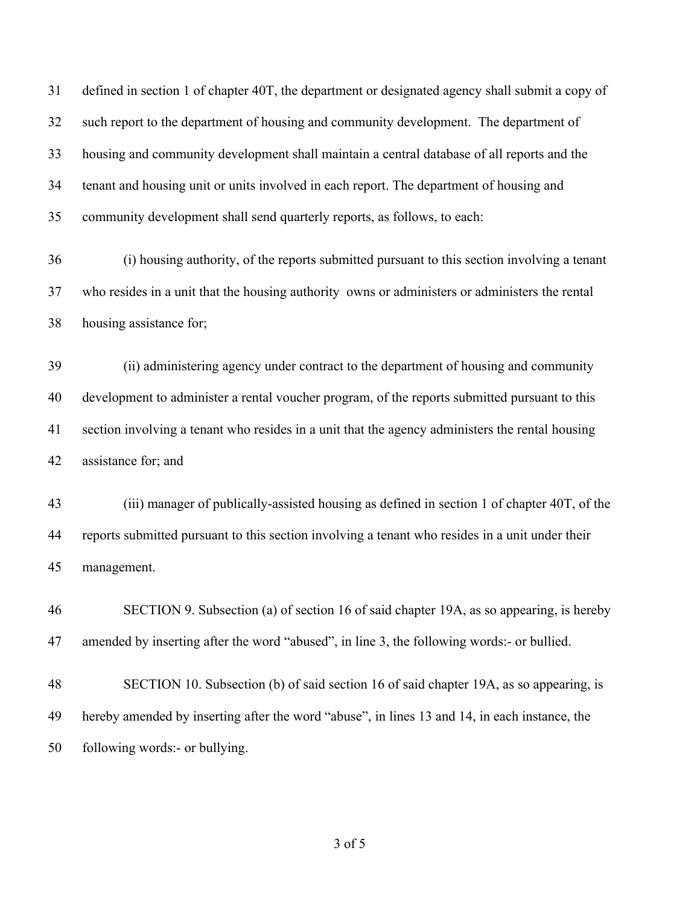defined in section 1 of chapter 40T, the department or designated agency shall submit a copy of such report to the department of housing and community development. The department of housing and community development shall maintain a central database of all reports and the tenant and housing unit or units involved in each report. The department of housing and community development shall send quarterly reports, as follows, to each:

(i) housing authority, of the reports submitted pursuant to this section involving a tenant who resides in a unit that the housing authority owns or administers or administers the rental housing assistance for;

(ii) administering agency under contract to the department of housing and community development to administer a rental voucher program, of the reports submitted pursuant to this section involving a tenant who resides in a unit that the agency administers the rental housing assistance for; and

(iii) manager of publically-assisted housing as defined in section 1 of chapter 40T, of the reports submitted pursuant to this section involving a tenant who resides in a unit under their management.

SECTION 9. Subsection (a) of section 16 of said chapter 19A, as so appearing, is hereby amended by inserting after the word "abused", in line 3, the following words:- or bullied.

SECTION 10. Subsection (b) of said section 16 of said chapter 19A, as so appearing, is hereby amended by inserting after the word "abuse", in lines 13 and 14, in each instance, the following words:- or bullying.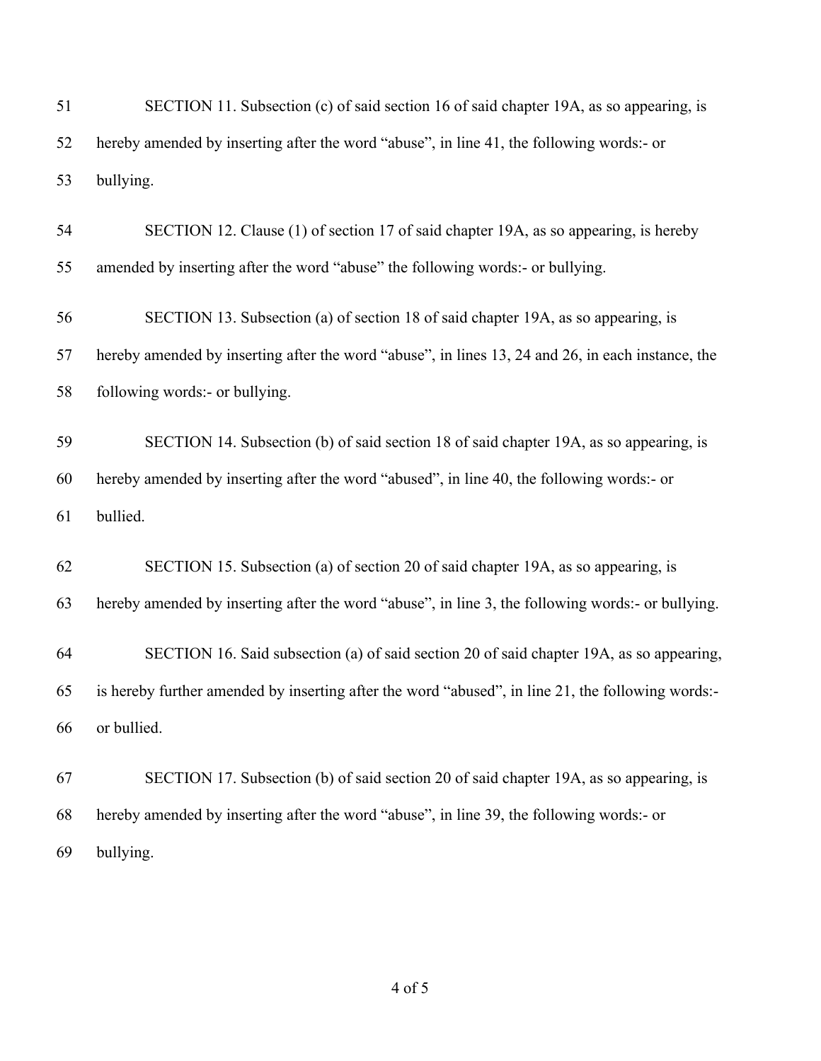SECTION 11. Subsection (c) of said section 16 of said chapter 19A, as so appearing, is hereby amended by inserting after the word "abuse", in line 41, the following words:- or bullying.

SECTION 12. Clause (1) of section 17 of said chapter 19A, as so appearing, is hereby amended by inserting after the word "abuse" the following words:- or bullying.

SECTION 13. Subsection (a) of section 18 of said chapter 19A, as so appearing, is hereby amended by inserting after the word "abuse", in lines 13, 24 and 26, in each instance, the following words:- or bullying.

SECTION 14. Subsection (b) of said section 18 of said chapter 19A, as so appearing, is hereby amended by inserting after the word "abused", in line 40, the following words:- or bullied.

SECTION 15. Subsection (a) of section 20 of said chapter 19A, as so appearing, is hereby amended by inserting after the word "abuse", in line 3, the following words:- or bullying.

SECTION 16. Said subsection (a) of said section 20 of said chapter 19A, as so appearing, is hereby further amended by inserting after the word "abused", in line 21, the following words:- or bullied.

SECTION 17. Subsection (b) of said section 20 of said chapter 19A, as so appearing, is hereby amended by inserting after the word "abuse", in line 39, the following words:- or bullying.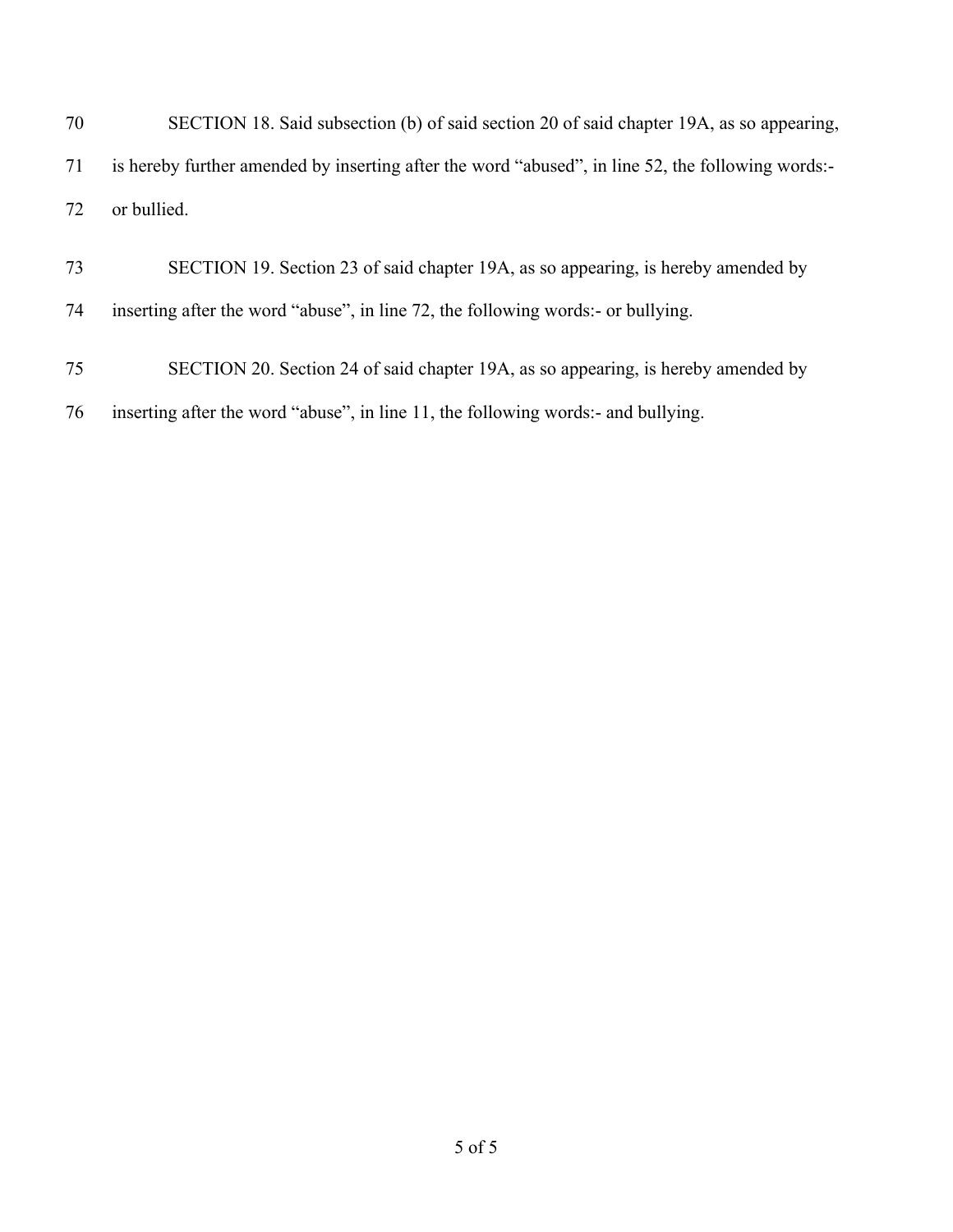SECTION 18. Said subsection (b) of said section 20 of said chapter 19A, as so appearing, is hereby further amended by inserting after the word "abused", in line 52, the following words:- or bullied.

SECTION 19. Section 23 of said chapter 19A, as so appearing, is hereby amended by inserting after the word "abuse", in line 72, the following words:- or bullying.

SECTION 20. Section 24 of said chapter 19A, as so appearing, is hereby amended by inserting after the word "abuse", in line 11, the following words:- and bullying.